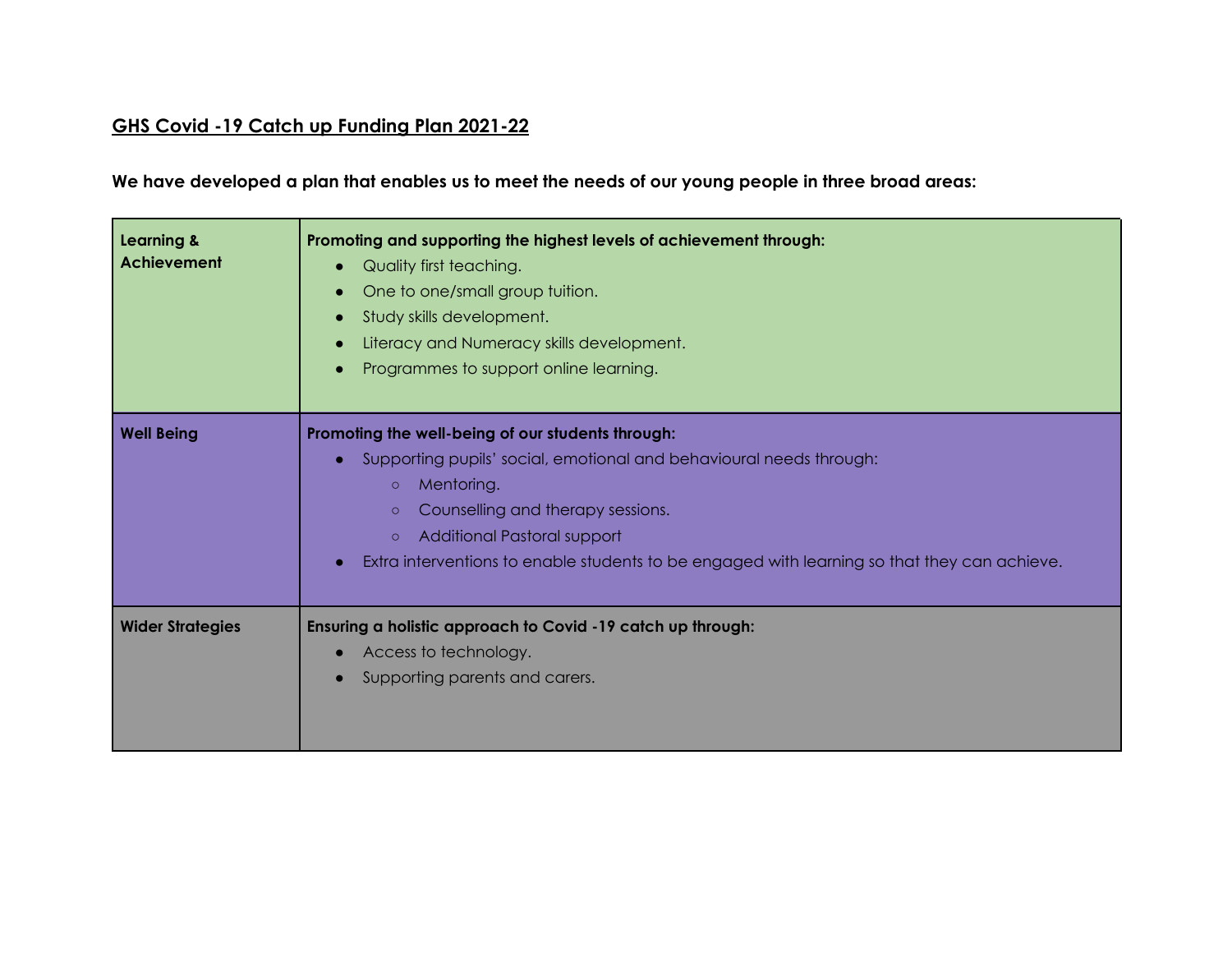## GHS Covid -19 Catch up Funding Plan 2021-22

**We have developed a plan that enables us to meet the needs of our young people in three broad areas:**

| Area | Description |
|---|---|
| **Learning & Achievement** | **Promoting and supporting the highest levels of achievement through:**<br>• Quality first teaching.<br>• One to one/small group tuition.<br>• Study skills development.<br>• Literacy and Numeracy skills development.<br>• Programmes to support online learning. |
| **Well Being** | **Promoting the well-being of our students through:**<br>• Supporting pupils' social, emotional and behavioural needs through:<br>&nbsp;&nbsp;&nbsp;&nbsp;◦ Mentoring.<br>&nbsp;&nbsp;&nbsp;&nbsp;◦ Counselling and therapy sessions.<br>&nbsp;&nbsp;&nbsp;&nbsp;◦ Additional Pastoral support<br>• Extra interventions to enable students to be engaged with learning so that they can achieve. |
| **Wider Strategies** | **Ensuring a holistic approach to Covid -19 catch up through:**<br>• Access to technology.<br>• Supporting parents and carers. |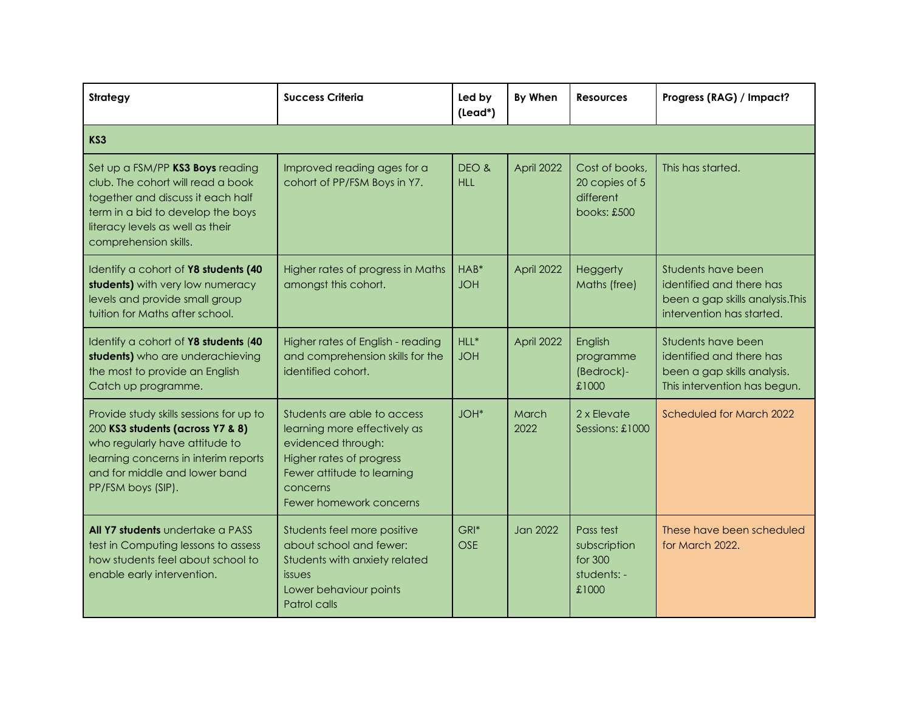| Strategy | Success Criteria | Led by (Lead*) | By When | Resources | Progress (RAG) / Impact? |
|---|---|---|---|---|---|
| **KS3** | | | | | |
| Set up a FSM/PP **KS3 Boys** reading club. The cohort will read a book together and discuss it each half term in a bid to develop the boys literacy levels as well as their comprehension skills. | Improved reading ages for a cohort of PP/FSM Boys in Y7. | DEO & HLL | April 2022 | Cost of books, 20 copies of 5 different books: £500 | This has started. |
| Identify a cohort of **Y8 students (40 students)** with very low numeracy levels and provide small group tuition for Maths after school. | Higher rates of progress in Maths amongst this cohort. | HAB* JOH | April 2022 | Heggerty Maths (free) | Students have been identified and there has been a gap skills analysis.This intervention has started. |
| Identify a cohort of **Y8 students** (**40 students)** who are underachieving the most to provide an English Catch up programme. | Higher rates of English - reading and comprehension skills for the identified cohort. | HLL* JOH | April 2022 | English programme (Bedrock)- £1000 | Students have been identified and there has been a gap skills analysis. This intervention has begun. |
| Provide study skills sessions for up to 200 **KS3 students (across Y7 & 8)** who regularly have attitude to learning concerns in interim reports and for middle and lower band PP/FSM boys (SIP). | Students are able to access learning more effectively as evidenced through:<br>Higher rates of progress<br>Fewer attitude to learning concerns<br>Fewer homework concerns | JOH* | March 2022 | 2 x Elevate Sessions: £1000 | Scheduled for March 2022 |
| **All Y7 students** undertake a PASS test in Computing lessons to assess how students feel about school to enable early intervention. | Students feel more positive about school and fewer:<br>Students with anxiety related issues<br>Lower behaviour points<br>Patrol calls | GRI* OSE | Jan 2022 | Pass test subscription for 300 students: -£1000 | These have been scheduled for March 2022. |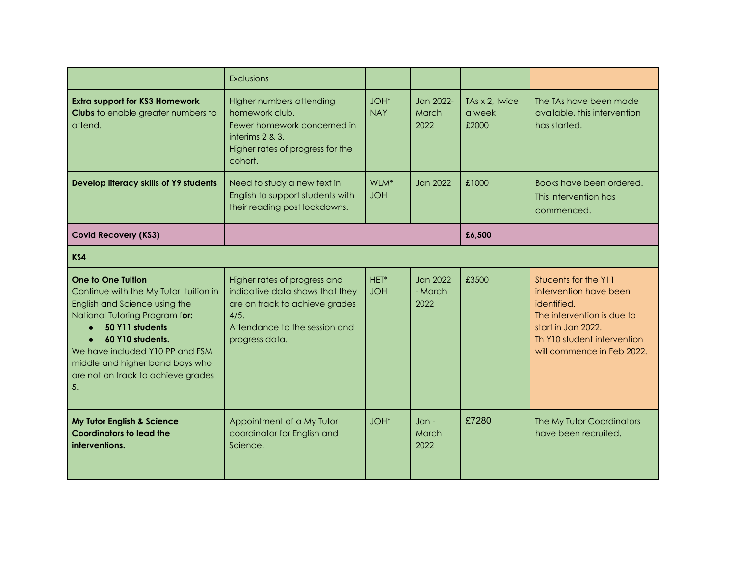| | | | | | |
|---|---|---|---|---|---|
| | Exclusions | | | | |
| **Extra support for KS3 Homework Clubs** to enable greater numbers to attend. | HIgher numbers attending homework club.<br>Fewer homework concerned in interims 2 & 3.<br>Higher rates of progress for the cohort. | JOH*<br>NAY | Jan 2022- March 2022 | TAs x 2, twice a week<br>£2000 | The TAs have been made available, this intervention has started. |
| **Develop literacy skills of Y9 students** | Need to study a new text in English to support students with their reading post lockdowns. | WLM*<br>JOH | Jan 2022 | £1000 | Books have been ordered. This intervention has commenced. |
| **Covid Recovery (KS3)** | | | | **£6,500** | |
| **KS4** | | | | | |
| **One to One Tuition**<br>Continue with the My Tutor tuition in English and Science using the National Tutoring Program f**or:**<br>● **50 Y11 students**<br>● **60 Y10 students.**<br>We have included Y10 PP and FSM middle and higher band boys who are not on track to achieve grades 5. | Higher rates of progress and indicative data shows that they are on track to achieve grades 4/5.<br>Attendance to the session and progress data. | HET*<br>JOH | Jan 2022 - March 2022 | £3500 | Students for the Y11 intervention have been identified.<br>The intervention is due to start in Jan 2022.<br>Th Y10 student intervention will commence in Feb 2022. |
| **My Tutor English & Science Coordinators to lead the interventions.** | Appointment of a My Tutor coordinator for English and Science. | JOH* | Jan - March 2022 | £7280 | The My Tutor Coordinators have been recruited. |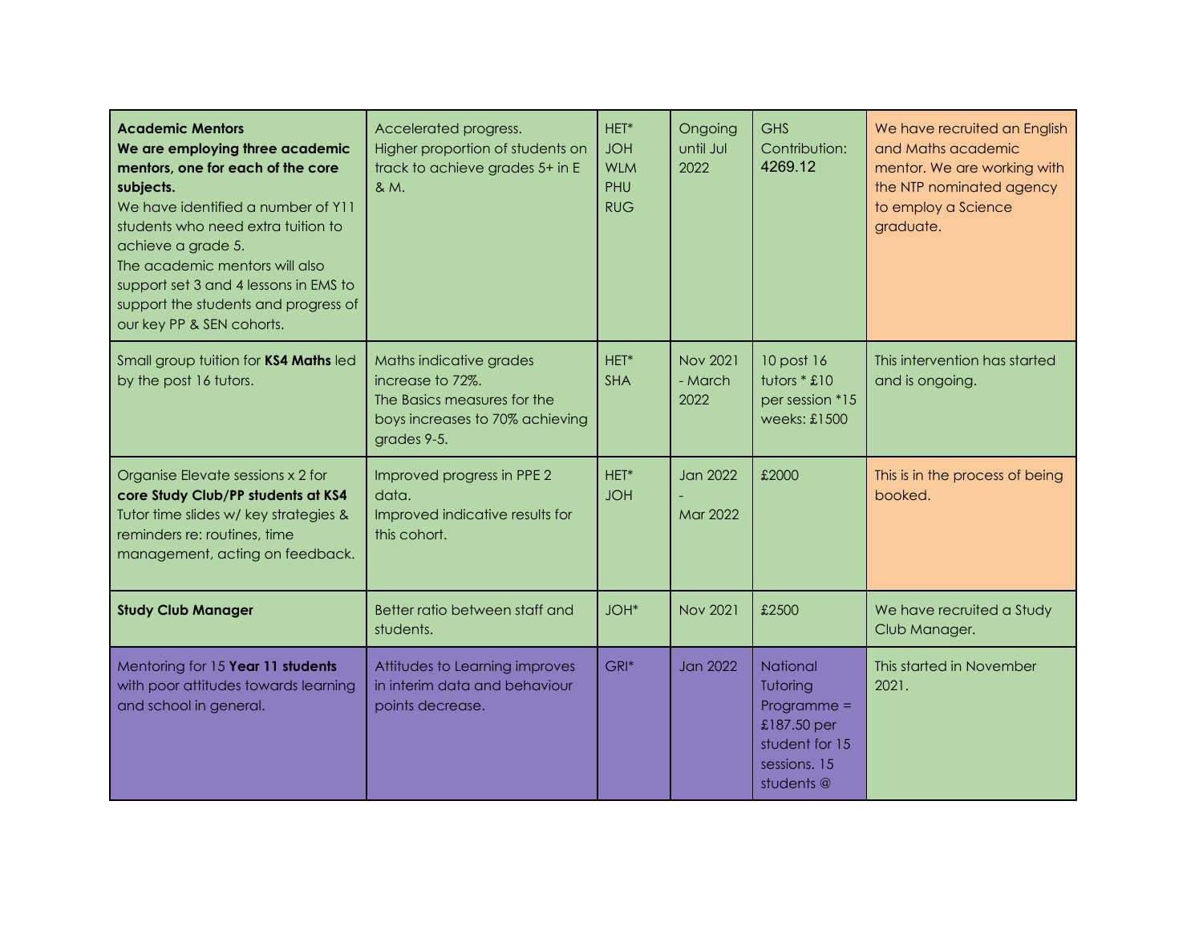| | | | | | |
|---|---|---|---|---|---|
| **Academic Mentors**<br>**We are employing three academic mentors, one for each of the core subjects.**<br>We have identified a number of Y11 students who need extra tuition to achieve a grade 5.<br>The academic mentors will also support set 3 and 4 lessons in EMS to support the students and progress of our key PP & SEN cohorts. | Accelerated progress.<br>Higher proportion of students on track to achieve grades 5+ in E & M. | HET*<br>JOH<br>WLM<br>PHU<br>RUG | Ongoing until Jul 2022 | GHS Contribution: 4269.12 | We have recruited an English and Maths academic mentor. We are working with the NTP nominated agency to employ a Science graduate. |
| Small group tuition for **KS4 Maths** led by the post 16 tutors. | Maths indicative grades increase to 72%.<br>The Basics measures for the boys increases to 70% achieving grades 9-5. | HET*<br>SHA | Nov 2021 - March 2022 | 10 post 16 tutors * £10 per session *15 weeks: £1500 | This intervention has started and is ongoing. |
| Organise Elevate sessions x 2 for **core Study Club/PP students at KS4**<br>Tutor time slides w/ key strategies & reminders re: routines, time management, acting on feedback. | Improved progress in PPE 2 data.<br>Improved indicative results for this cohort. | HET*<br>JOH | Jan 2022<br>-<br>Mar 2022 | £2000 | This is in the process of being booked. |
| **Study Club Manager** | Better ratio between staff and students. | JOH* | Nov 2021 | £2500 | We have recruited a Study Club Manager. |
| Mentoring for 15 **Year 11 students** with poor attitudes towards learning and school in general. | Attitudes to Learning improves in interim data and behaviour points decrease. | GRI* | Jan 2022 | National Tutoring Programme = £187.50 per student for 15 sessions. 15 students @ | This started in November 2021. |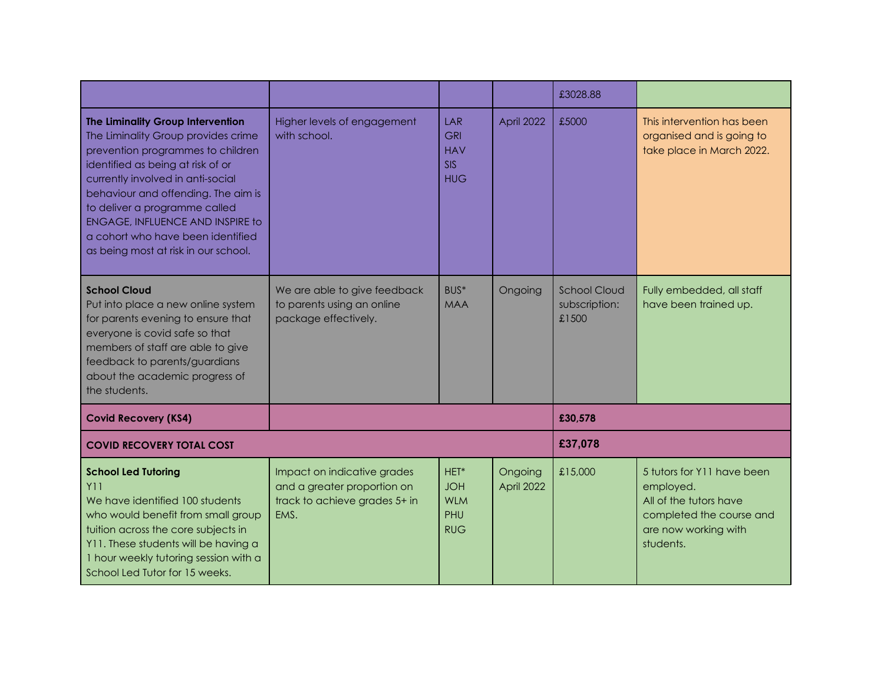| | | | | | |
|---|---|---|---|---|---|
| | | | | £3028.88 | |
| **The Liminality Group Intervention**<br>The Liminality Group provides crime prevention programmes to children identified as being at risk of or currently involved in anti-social behaviour and offending. The aim is to deliver a programme called ENGAGE, INFLUENCE AND INSPIRE to a cohort who have been identified as being most at risk in our school. | Higher levels of engagement with school. | LAR<br>GRI<br>HAV<br>SIS<br>HUG | April 2022 | £5000 | This intervention has been organised and is going to take place in March 2022. |
| **School Cloud**<br>Put into place a new online system for parents evening to ensure that everyone is covid safe so that members of staff are able to give feedback to parents/guardians about the academic progress of the students. | We are able to give feedback to parents using an online package effectively. | BUS*<br>MAA | Ongoing | School Cloud subscription: £1500 | Fully embedded, all staff have been trained up. |
| **Covid Recovery (KS4)** | | | | **£30,578** | |
| **COVID RECOVERY TOTAL COST** | | | | **£37,078** | |
| **School Led Tutoring**<br>Y11<br>We have identified 100 students who would benefit from small group tuition across the core subjects in Y11. These students will be having a 1 hour weekly tutoring session with a School Led Tutor for 15 weeks. | Impact on indicative grades and a greater proportion on track to achieve grades 5+ in EMS. | HET*<br>JOH<br>WLM<br>PHU<br>RUG | Ongoing<br>April 2022 | £15,000 | 5 tutors for Y11 have been employed.<br>All of the tutors have completed the course and are now working with students. |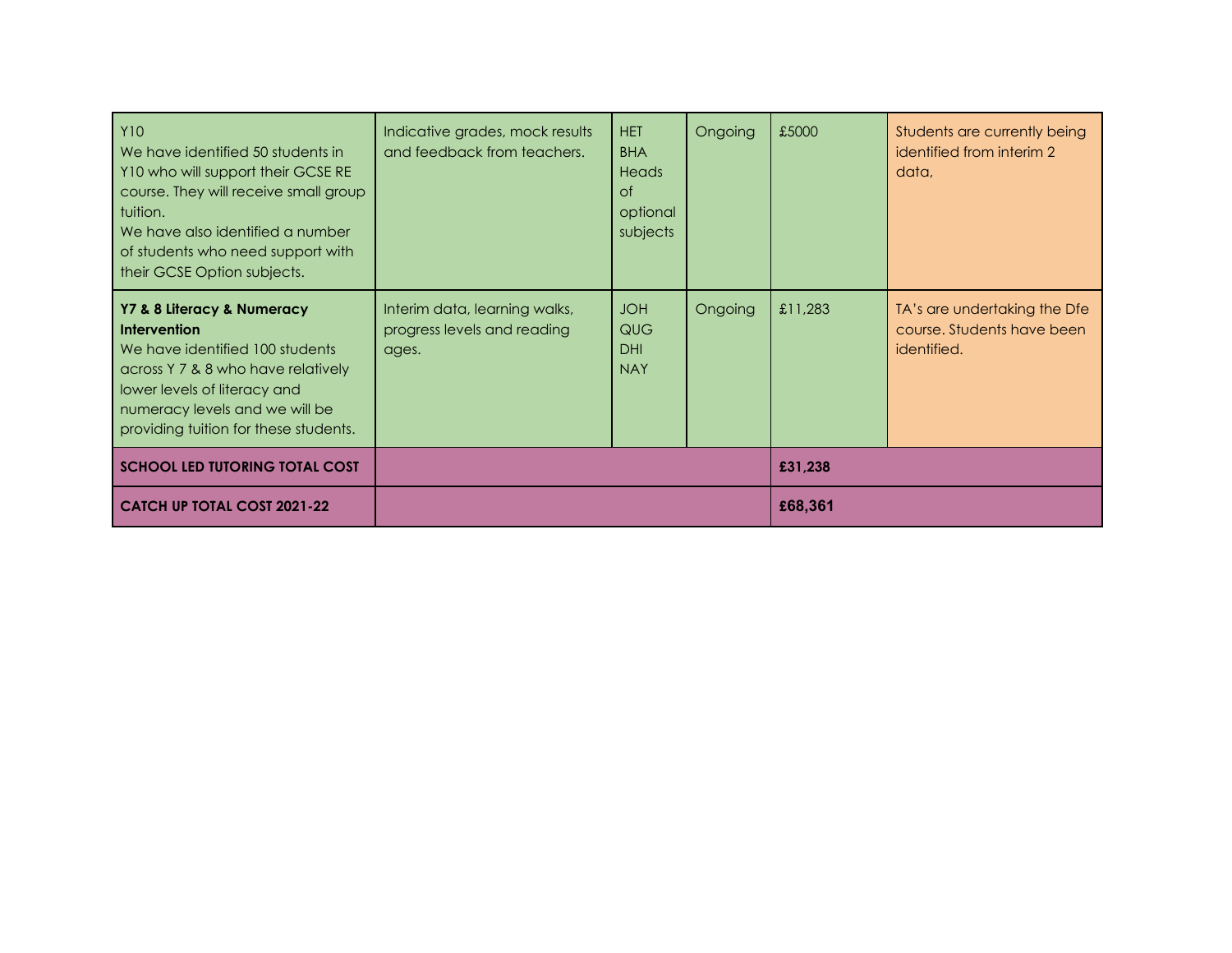| | | | | | |
|---|---|---|---|---|---|
| Y10<br>We have identified 50 students in Y10 who will support their GCSE RE course. They will receive small group tuition.<br>We have also identified a number of students who need support with their GCSE Option subjects. | Indicative grades, mock results and feedback from teachers. | HET<br>BHA<br>Heads of optional subjects | Ongoing | £5000 | Students are currently being identified from interim 2 data, |
| **Y7 & 8 Literacy & Numeracy Intervention**<br>We have identified 100 students across Y 7 & 8 who have relatively lower levels of literacy and numeracy levels and we will be providing tuition for these students. | Interim data, learning walks, progress levels and reading ages. | JOH<br>QUG<br>DHI<br>NAY | Ongoing | £11,283 | TA's are undertaking the Dfe course. Students have been identified. |
| **SCHOOL LED TUTORING TOTAL COST** | | | | **£31,238** | |
| **CATCH UP TOTAL COST 2021-22** | | | | **£68,361** | |